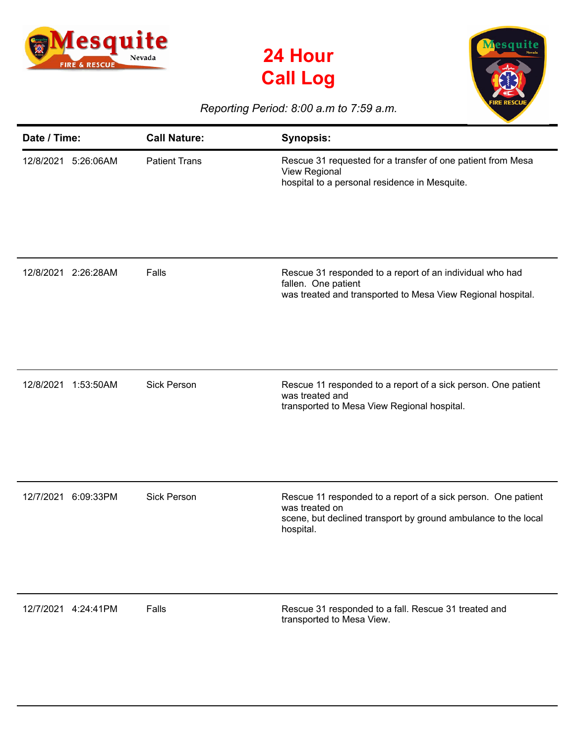# 24 Hour Call Log

*Reporting Period: 8:00 a.m to 7:59 a.m.*

| Date / Time: | Call Nature: | Synopsis: |
|---|---|---|
| 12/8/2021 5:26:06AM | Patient Trans | Rescue 31 requested for a transfer of one patient from Mesa View Regional hospital to a personal residence in Mesquite. |
| 12/8/2021 2:26:28AM | Falls | Rescue 31 responded to a report of an individual who had fallen. One patient was treated and transported to Mesa View Regional hospital. |
| 12/8/2021 1:53:50AM | Sick Person | Rescue 11 responded to a report of a sick person. One patient was treated and transported to Mesa View Regional hospital. |
| 12/7/2021 6:09:33PM | Sick Person | Rescue 11 responded to a report of a sick person. One patient was treated on scene, but declined transport by ground ambulance to the local hospital. |
| 12/7/2021 4:24:41PM | Falls | Rescue 31 responded to a fall. Rescue 31 treated and transported to Mesa View. |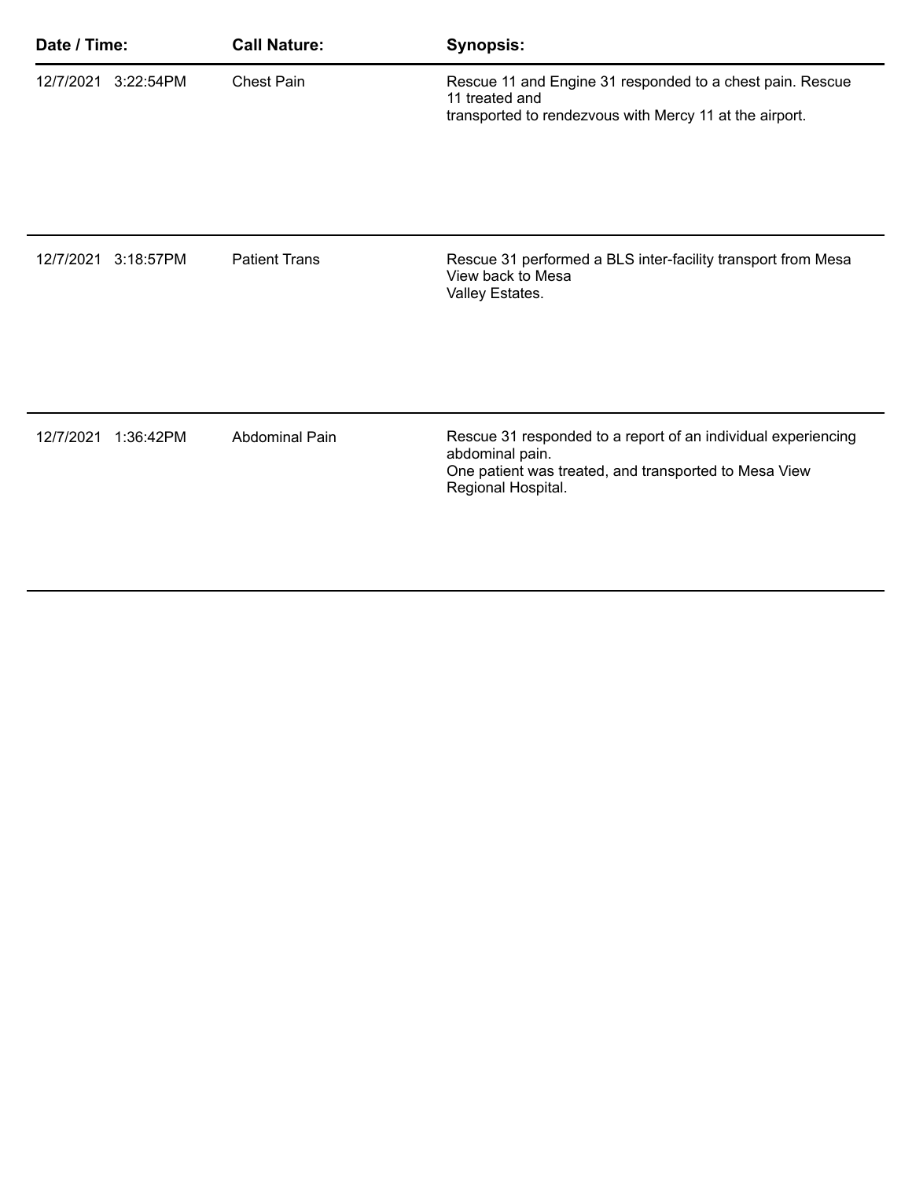| Date / Time: | Call Nature: | Synopsis: |
|---|---|---|
| 12/7/2021 3:22:54PM | Chest Pain | Rescue 11 and Engine 31 responded to a chest pain. Rescue 11 treated and transported to rendezvous with Mercy 11 at the airport. |
| 12/7/2021 3:18:57PM | Patient Trans | Rescue 31 performed a BLS inter-facility transport from Mesa View back to Mesa Valley Estates. |
| 12/7/2021 1:36:42PM | Abdominal Pain | Rescue 31 responded to a report of an individual experiencing abdominal pain. One patient was treated, and transported to Mesa View Regional Hospital. |